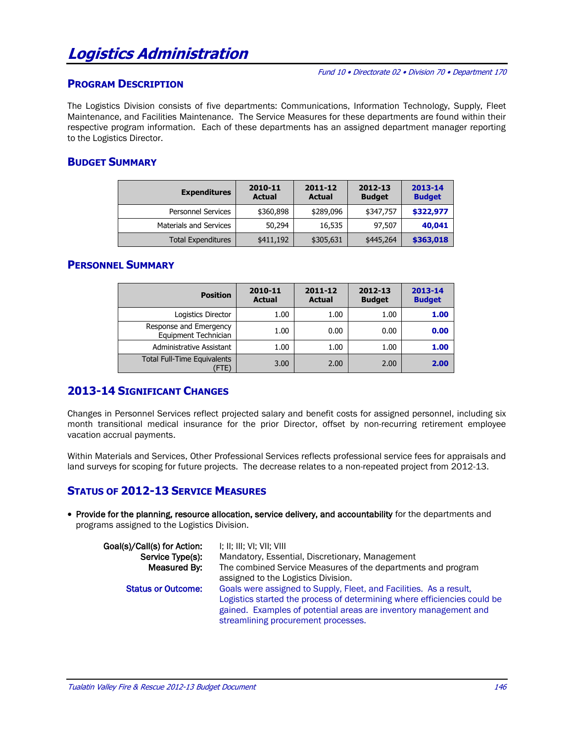# Logistics Administration

*Fund 10 • Directorate 02 • Division 70 • Department 170*

## Program Description

The Logistics Division consists of five departments: Communications, Information Technology, Supply, Fleet Maintenance, and Facilities Maintenance. The Service Measures for these departments are found within their respective program information. Each of these departments has an assigned department manager reporting to the Logistics Director.

## Budget Summary

| Expenditures | 2010-11 Actual | 2011-12 Actual | 2012-13 Budget | 2013-14 Budget |
|---|---|---|---|---|
| Personnel Services | $360,898 | $289,096 | $347,757 | **$322,977** |
| Materials and Services | 50,294 | 16,535 | 97,507 | **40,041** |
| Total Expenditures | $411,192 | $305,631 | $445,264 | **$363,018** |

## Personnel Summary

| Position | 2010-11 Actual | 2011-12 Actual | 2012-13 Budget | 2013-14 Budget |
|---|---|---|---|---|
| Logistics Director | 1.00 | 1.00 | 1.00 | **1.00** |
| Response and Emergency Equipment Technician | 1.00 | 0.00 | 0.00 | **0.00** |
| Administrative Assistant | 1.00 | 1.00 | 1.00 | **1.00** |
| Total Full-Time Equivalents (FTE) | 3.00 | 2.00 | 2.00 | **2.00** |

## 2013-14 Significant Changes

Changes in Personnel Services reflect projected salary and benefit costs for assigned personnel, including six month transitional medical insurance for the prior Director, offset by non-recurring retirement employee vacation accrual payments.

Within Materials and Services, Other Professional Services reflects professional service fees for appraisals and land surveys for scoping for future projects. The decrease relates to a non-repeated project from 2012-13.

## Status of 2012-13 Service Measures

- **Provide for the planning, resource allocation, service delivery, and accountability** for the departments and programs assigned to the Logistics Division.

  **Goal(s)/Call(s) for Action:** I; II; III; VI; VII; VIII

  **Service Type(s):** Mandatory, Essential, Discretionary, Management

  **Measured By:** The combined Service Measures of the departments and program assigned to the Logistics Division.

  **Status or Outcome:** Goals were assigned to Supply, Fleet, and Facilities. As a result, Logistics started the process of determining where efficiencies could be gained. Examples of potential areas are inventory management and streamlining procurement processes.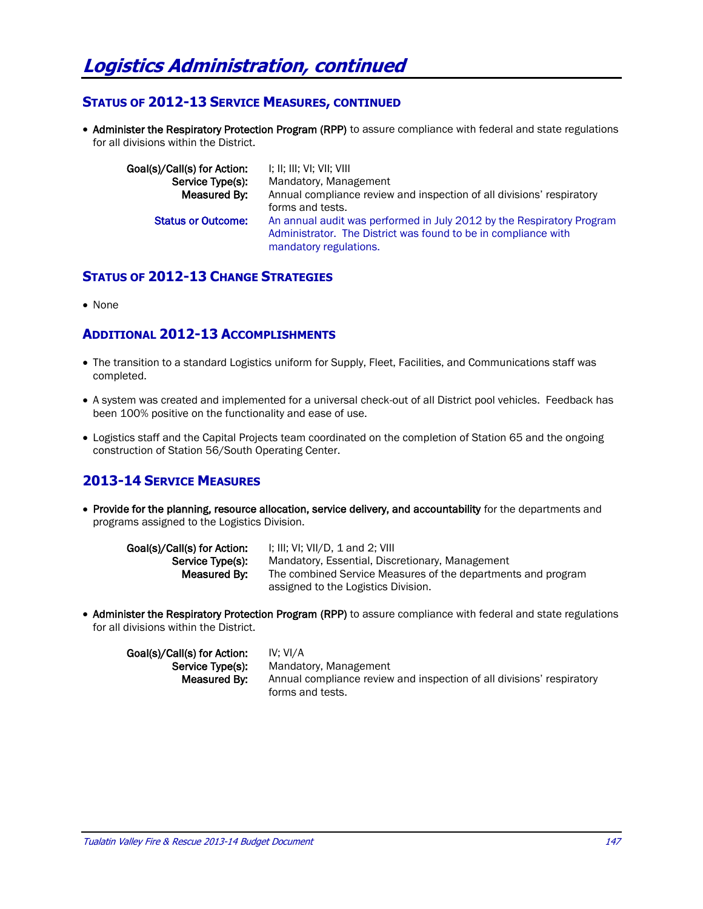# Logistics Administration, continued

## Status of 2012-13 Service Measures, continued

- **Administer the Respiratory Protection Program (RPP)** to assure compliance with federal and state regulations for all divisions within the District.

  **Goal(s)/Call(s) for Action:** I; II; III; VI; VII; VIII
  **Service Type(s):** Mandatory, Management
  **Measured By:** Annual compliance review and inspection of all divisions' respiratory forms and tests.
  **Status or Outcome:** An annual audit was performed in July 2012 by the Respiratory Program Administrator. The District was found to be in compliance with mandatory regulations.

## Status of 2012-13 Change Strategies

- None

## Additional 2012-13 Accomplishments

- The transition to a standard Logistics uniform for Supply, Fleet, Facilities, and Communications staff was completed.
- A system was created and implemented for a universal check-out of all District pool vehicles. Feedback has been 100% positive on the functionality and ease of use.
- Logistics staff and the Capital Projects team coordinated on the completion of Station 65 and the ongoing construction of Station 56/South Operating Center.

## 2013-14 Service Measures

- **Provide for the planning, resource allocation, service delivery, and accountability** for the departments and programs assigned to the Logistics Division.

  **Goal(s)/Call(s) for Action:** I; III; VI; VII/D, 1 and 2; VIII
  **Service Type(s):** Mandatory, Essential, Discretionary, Management
  **Measured By:** The combined Service Measures of the departments and program assigned to the Logistics Division.

- **Administer the Respiratory Protection Program (RPP)** to assure compliance with federal and state regulations for all divisions within the District.

  **Goal(s)/Call(s) for Action:** IV; VI/A
  **Service Type(s):** Mandatory, Management
  **Measured By:** Annual compliance review and inspection of all divisions' respiratory forms and tests.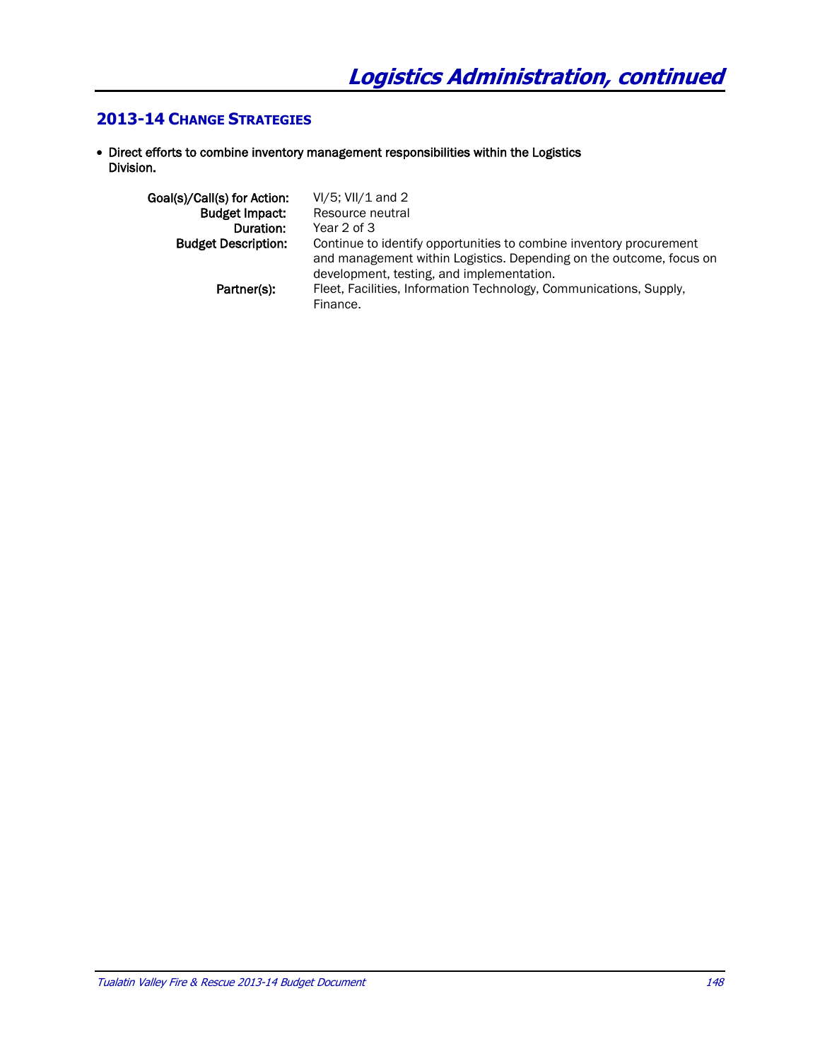# Logistics Administration, continued

## 2013-14 Change Strategies

- **Direct efforts to combine inventory management responsibilities within the Logistics Division.**

**Goal(s)/Call(s) for Action:** VI/5; VII/1 and 2
**Budget Impact:** Resource neutral
**Duration:** Year 2 of 3
**Budget Description:** Continue to identify opportunities to combine inventory procurement and management within Logistics. Depending on the outcome, focus on development, testing, and implementation.
**Partner(s):** Fleet, Facilities, Information Technology, Communications, Supply, Finance.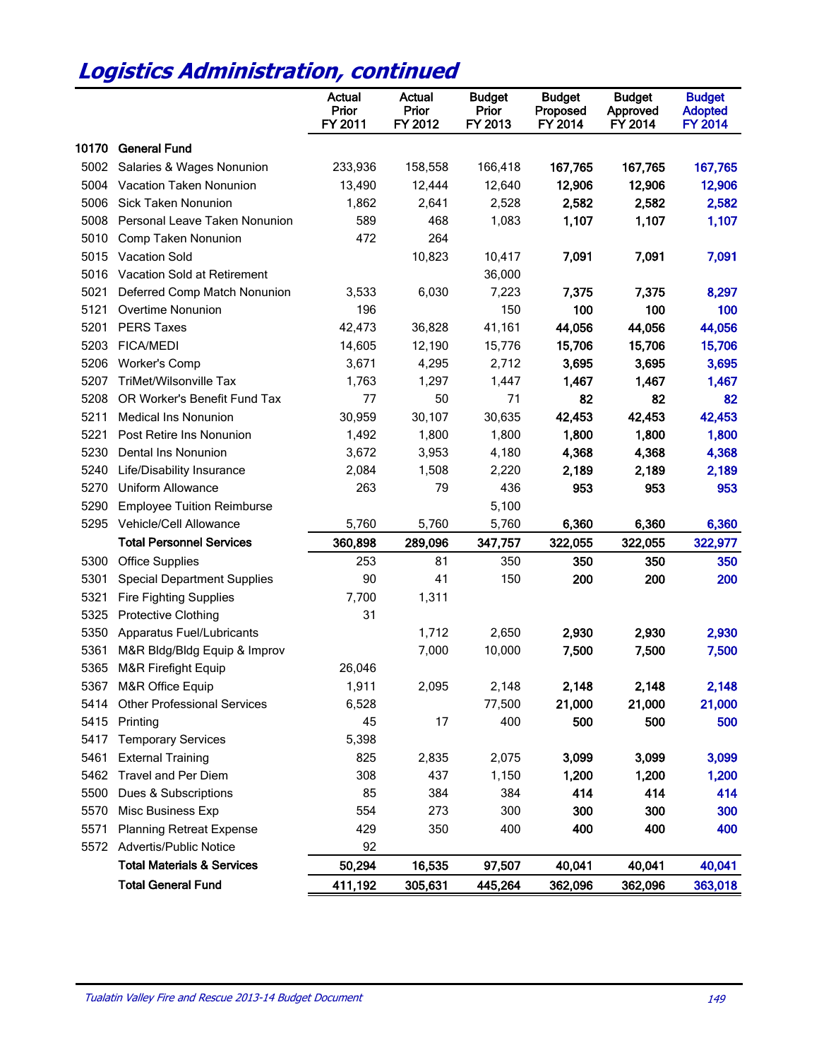## Logistics Administration, continued

| | | Actual Prior FY 2011 | Actual Prior FY 2012 | Budget Prior FY 2013 | Budget Proposed FY 2014 | Budget Approved FY 2014 | Budget Adopted FY 2014 |
|---|---|---|---|---|---|---|---|
| **10170** | **General Fund** | | | | | | |
| 5002 | Salaries & Wages Nonunion | 233,936 | 158,558 | 166,418 | 167,765 | 167,765 | 167,765 |
| 5004 | Vacation Taken Nonunion | 13,490 | 12,444 | 12,640 | 12,906 | 12,906 | 12,906 |
| 5006 | Sick Taken Nonunion | 1,862 | 2,641 | 2,528 | 2,582 | 2,582 | 2,582 |
| 5008 | Personal Leave Taken Nonunion | 589 | 468 | 1,083 | 1,107 | 1,107 | 1,107 |
| 5010 | Comp Taken Nonunion | 472 | 264 | | | | |
| 5015 | Vacation Sold | | 10,823 | 10,417 | 7,091 | 7,091 | 7,091 |
| 5016 | Vacation Sold at Retirement | | | 36,000 | | | |
| 5021 | Deferred Comp Match Nonunion | 3,533 | 6,030 | 7,223 | 7,375 | 7,375 | 8,297 |
| 5121 | Overtime Nonunion | 196 | | 150 | 100 | 100 | 100 |
| 5201 | PERS Taxes | 42,473 | 36,828 | 41,161 | 44,056 | 44,056 | 44,056 |
| 5203 | FICA/MEDI | 14,605 | 12,190 | 15,776 | 15,706 | 15,706 | 15,706 |
| 5206 | Worker's Comp | 3,671 | 4,295 | 2,712 | 3,695 | 3,695 | 3,695 |
| 5207 | TriMet/Wilsonville Tax | 1,763 | 1,297 | 1,447 | 1,467 | 1,467 | 1,467 |
| 5208 | OR Worker's Benefit Fund Tax | 77 | 50 | 71 | 82 | 82 | 82 |
| 5211 | Medical Ins Nonunion | 30,959 | 30,107 | 30,635 | 42,453 | 42,453 | 42,453 |
| 5221 | Post Retire Ins Nonunion | 1,492 | 1,800 | 1,800 | 1,800 | 1,800 | 1,800 |
| 5230 | Dental Ins Nonunion | 3,672 | 3,953 | 4,180 | 4,368 | 4,368 | 4,368 |
| 5240 | Life/Disability Insurance | 2,084 | 1,508 | 2,220 | 2,189 | 2,189 | 2,189 |
| 5270 | Uniform Allowance | 263 | 79 | 436 | 953 | 953 | 953 |
| 5290 | Employee Tuition Reimburse | | | 5,100 | | | |
| 5295 | Vehicle/Cell Allowance | 5,760 | 5,760 | 5,760 | 6,360 | 6,360 | 6,360 |
| | **Total Personnel Services** | **360,898** | **289,096** | **347,757** | **322,055** | **322,055** | **322,977** |
| 5300 | Office Supplies | 253 | 81 | 350 | 350 | 350 | 350 |
| 5301 | Special Department Supplies | 90 | 41 | 150 | 200 | 200 | 200 |
| 5321 | Fire Fighting Supplies | 7,700 | 1,311 | | | | |
| 5325 | Protective Clothing | 31 | | | | | |
| 5350 | Apparatus Fuel/Lubricants | | 1,712 | 2,650 | 2,930 | 2,930 | 2,930 |
| 5361 | M&R Bldg/Bldg Equip & Improv | | 7,000 | 10,000 | 7,500 | 7,500 | 7,500 |
| 5365 | M&R Firefight Equip | 26,046 | | | | | |
| 5367 | M&R Office Equip | 1,911 | 2,095 | 2,148 | 2,148 | 2,148 | 2,148 |
| 5414 | Other Professional Services | 6,528 | | 77,500 | 21,000 | 21,000 | 21,000 |
| 5415 | Printing | 45 | 17 | 400 | 500 | 500 | 500 |
| 5417 | Temporary Services | 5,398 | | | | | |
| 5461 | External Training | 825 | 2,835 | 2,075 | 3,099 | 3,099 | 3,099 |
| 5462 | Travel and Per Diem | 308 | 437 | 1,150 | 1,200 | 1,200 | 1,200 |
| 5500 | Dues & Subscriptions | 85 | 384 | 384 | 414 | 414 | 414 |
| 5570 | Misc Business Exp | 554 | 273 | 300 | 300 | 300 | 300 |
| 5571 | Planning Retreat Expense | 429 | 350 | 400 | 400 | 400 | 400 |
| 5572 | Advertis/Public Notice | 92 | | | | | |
| | **Total Materials & Services** | **50,294** | **16,535** | **97,507** | **40,041** | **40,041** | **40,041** |
| | **Total General Fund** | **411,192** | **305,631** | **445,264** | **362,096** | **362,096** | **363,018** |